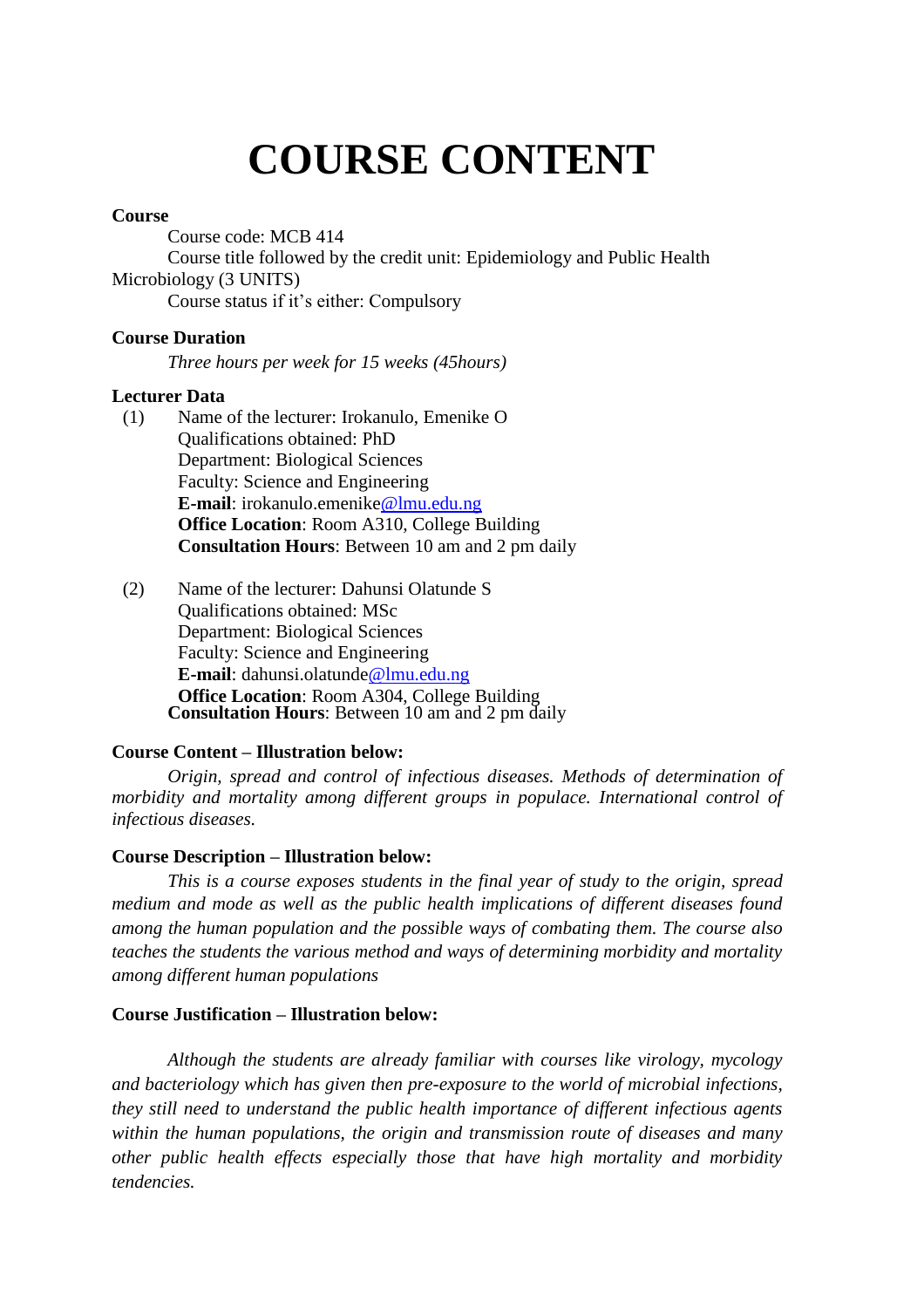# COURSE CONTENT

**Course**

Course code: MCB 414

Course title followed by the credit unit: Epidemiology and Public Health Microbiology (3 UNITS)

Course status if it's either: Compulsory

**Course Duration**

*Three hours per week for 15 weeks (45hours)*

**Lecturer Data**

(1) Name of the lecturer: Irokanulo, Emenike O
Qualifications obtained: PhD
Department: Biological Sciences
Faculty: Science and Engineering
**E-mail**: irokanulo.emenike@lmu.edu.ng
**Office Location**: Room A310, College Building
**Consultation Hours**: Between 10 am and 2 pm daily

(2) Name of the lecturer: Dahunsi Olatunde S
Qualifications obtained: MSc
Department: Biological Sciences
Faculty: Science and Engineering
**E-mail**: dahunsi.olatunde@lmu.edu.ng
**Office Location**: Room A304, College Building
**Consultation Hours**: Between 10 am and 2 pm daily

**Course Content – Illustration below:**

*Origin, spread and control of infectious diseases. Methods of determination of morbidity and mortality among different groups in populace. International control of infectious diseases.*

**Course Description – Illustration below:**

*This is a course exposes students in the final year of study to the origin, spread medium and mode as well as the public health implications of different diseases found among the human population and the possible ways of combating them. The course also teaches the students the various method and ways of determining morbidity and mortality among different human populations*

**Course Justification – Illustration below:**

*Although the students are already familiar with courses like virology, mycology and bacteriology which has given then pre-exposure to the world of microbial infections, they still need to understand the public health importance of different infectious agents within the human populations, the origin and transmission route of diseases and many other public health effects especially those that have high mortality and morbidity tendencies.*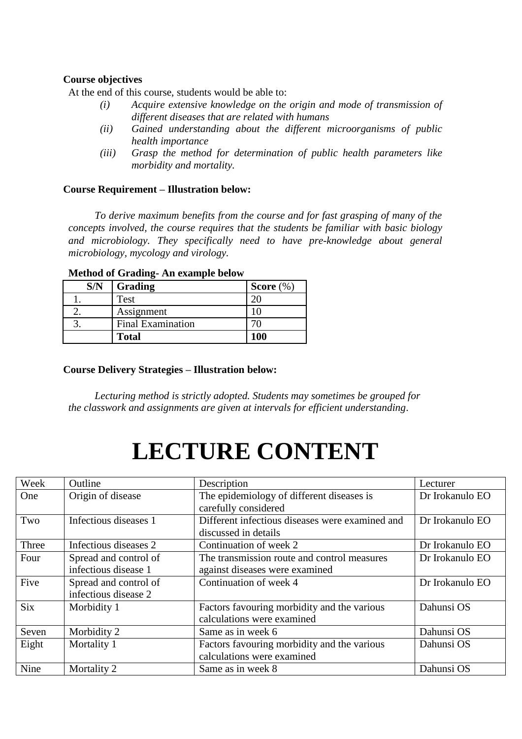**Course objectives**

At the end of this course, students would be able to:

*(i)* *Acquire extensive knowledge on the origin and mode of transmission of different diseases that are related with humans*

*(ii)* *Gained understanding about the different microorganisms of public health importance*

*(iii)* *Grasp the method for determination of public health parameters like morbidity and mortality.*

**Course Requirement – Illustration below:**

*To derive maximum benefits from the course and for fast grasping of many of the concepts involved, the course requires that the students be familiar with basic biology and microbiology. They specifically need to have pre-knowledge about general microbiology, mycology and virology.*

**Method of Grading- An example below**

| S/N | Grading | Score (%) |
|---|---|---|
| 1. | Test | 20 |
| 2. | Assignment | 10 |
| 3. | Final Examination | 70 |
| | **Total** | **100** |

**Course Delivery Strategies – Illustration below:**

*Lecturing method is strictly adopted. Students may sometimes be grouped for the classwork and assignments are given at intervals for efficient understanding.*

# LECTURE CONTENT

| Week | Outline | Description | Lecturer |
|---|---|---|---|
| One | Origin of disease | The epidemiology of different diseases is carefully considered | Dr Irokanulo EO |
| Two | Infectious diseases 1 | Different infectious diseases were examined and discussed in details | Dr Irokanulo EO |
| Three | Infectious diseases 2 | Continuation of week 2 | Dr Irokanulo EO |
| Four | Spread and control of infectious disease 1 | The transmission route and control measures against diseases were examined | Dr Irokanulo EO |
| Five | Spread and control of infectious disease 2 | Continuation of week 4 | Dr Irokanulo EO |
| Six | Morbidity 1 | Factors favouring morbidity and the various calculations were examined | Dahunsi OS |
| Seven | Morbidity 2 | Same as in week 6 | Dahunsi OS |
| Eight | Mortality 1 | Factors favouring morbidity and the various calculations were examined | Dahunsi OS |
| Nine | Mortality 2 | Same as in week 8 | Dahunsi OS |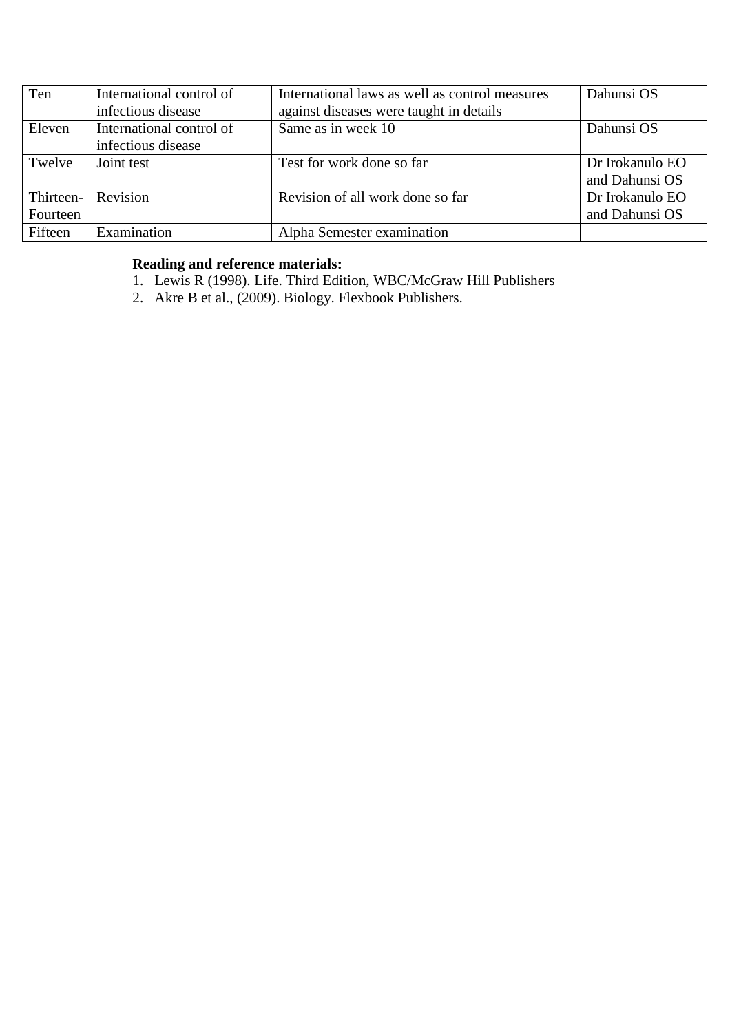| | | | |
|---|---|---|---|
| Ten | International control of infectious disease | International laws as well as control measures against diseases were taught in details | Dahunsi OS |
| Eleven | International control of infectious disease | Same as in week 10 | Dahunsi OS |
| Twelve | Joint test | Test for work done so far | Dr Irokanulo EO and Dahunsi OS |
| Thirteen-Fourteen | Revision | Revision of all work done so far | Dr Irokanulo EO and Dahunsi OS |
| Fifteen | Examination | Alpha Semester examination | |

**Reading and reference materials:**

1. Lewis R (1998). Life. Third Edition, WBC/McGraw Hill Publishers
2. Akre B et al., (2009). Biology. Flexbook Publishers.